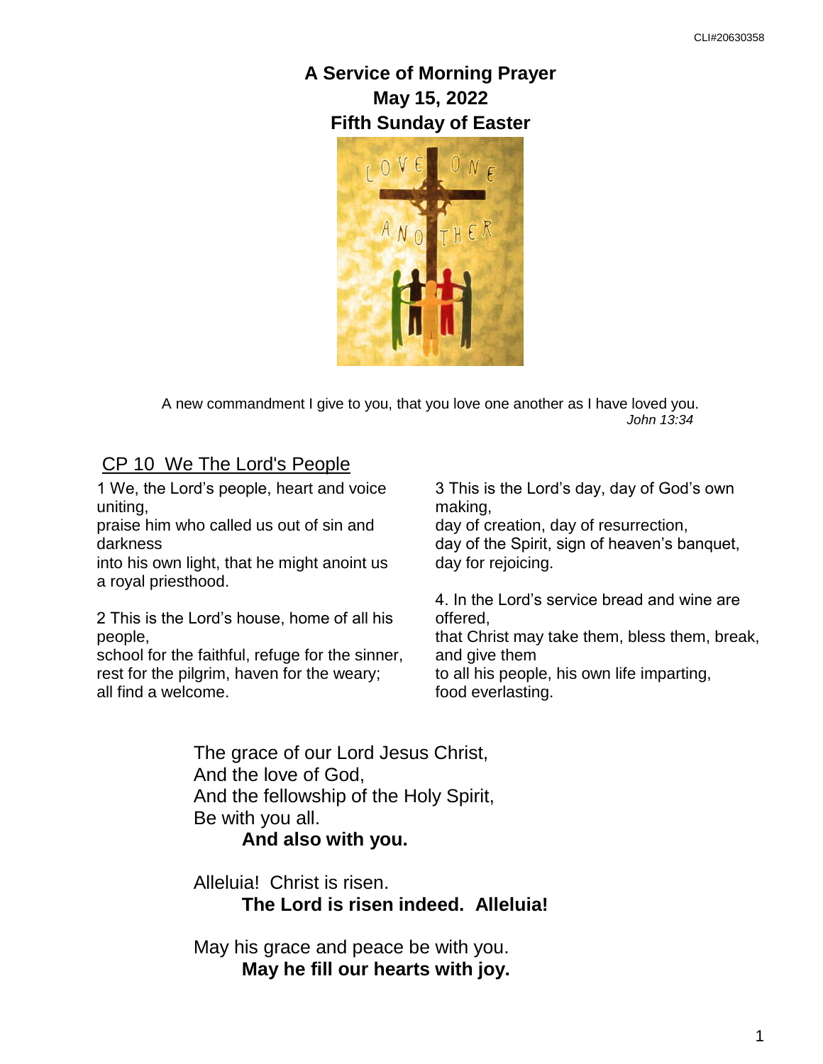# A Service of Morning Prayer
## May 15, 2022
## Fifth Sunday of Easter

A new commandment I give to you, that you love one another as I have loved you.
*John 13:34*

### CP 10 We The Lord's People

1 We, the Lord's people, heart and voice uniting,
praise him who called us out of sin and darkness
into his own light, that he might anoint us
a royal priesthood.

2 This is the Lord's house, home of all his people,
school for the faithful, refuge for the sinner,
rest for the pilgrim, haven for the weary;
all find a welcome.

3 This is the Lord's day, day of God's own making,
day of creation, day of resurrection,
day of the Spirit, sign of heaven's banquet,
day for rejoicing.

4. In the Lord's service bread and wine are offered,
that Christ may take them, bless them, break, and give them
to all his people, his own life imparting,
food everlasting.

The grace of our Lord Jesus Christ,
And the love of God,
And the fellowship of the Holy Spirit,
Be with you all.
**And also with you.**

Alleluia! Christ is risen.
**The Lord is risen indeed. Alleluia!**

May his grace and peace be with you.
**May he fill our hearts with joy.**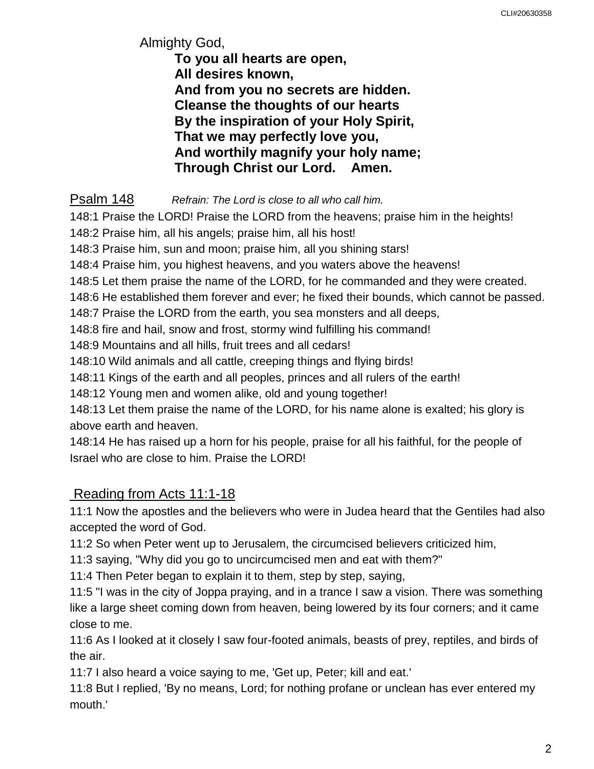Almighty God,

**To you all hearts are open,**
**All desires known,**
**And from you no secrets are hidden.**
**Cleanse the thoughts of our hearts**
**By the inspiration of your Holy Spirit,**
**That we may perfectly love you,**
**And worthily magnify your holy name;**
**Through Christ our Lord. Amen.**

## Psalm 148

*Refrain: The Lord is close to all who call him.*

148:1 Praise the LORD! Praise the LORD from the heavens; praise him in the heights!
148:2 Praise him, all his angels; praise him, all his host!
148:3 Praise him, sun and moon; praise him, all you shining stars!
148:4 Praise him, you highest heavens, and you waters above the heavens!
148:5 Let them praise the name of the LORD, for he commanded and they were created.
148:6 He established them forever and ever; he fixed their bounds, which cannot be passed.
148:7 Praise the LORD from the earth, you sea monsters and all deeps,
148:8 fire and hail, snow and frost, stormy wind fulfilling his command!
148:9 Mountains and all hills, fruit trees and all cedars!
148:10 Wild animals and all cattle, creeping things and flying birds!
148:11 Kings of the earth and all peoples, princes and all rulers of the earth!
148:12 Young men and women alike, old and young together!
148:13 Let them praise the name of the LORD, for his name alone is exalted; his glory is above earth and heaven.
148:14 He has raised up a horn for his people, praise for all his faithful, for the people of Israel who are close to him. Praise the LORD!

## Reading from Acts 11:1-18

11:1 Now the apostles and the believers who were in Judea heard that the Gentiles had also accepted the word of God.
11:2 So when Peter went up to Jerusalem, the circumcised believers criticized him,
11:3 saying, "Why did you go to uncircumcised men and eat with them?"
11:4 Then Peter began to explain it to them, step by step, saying,
11:5 "I was in the city of Joppa praying, and in a trance I saw a vision. There was something like a large sheet coming down from heaven, being lowered by its four corners; and it came close to me.
11:6 As I looked at it closely I saw four-footed animals, beasts of prey, reptiles, and birds of the air.
11:7 I also heard a voice saying to me, 'Get up, Peter; kill and eat.'
11:8 But I replied, 'By no means, Lord; for nothing profane or unclean has ever entered my mouth.'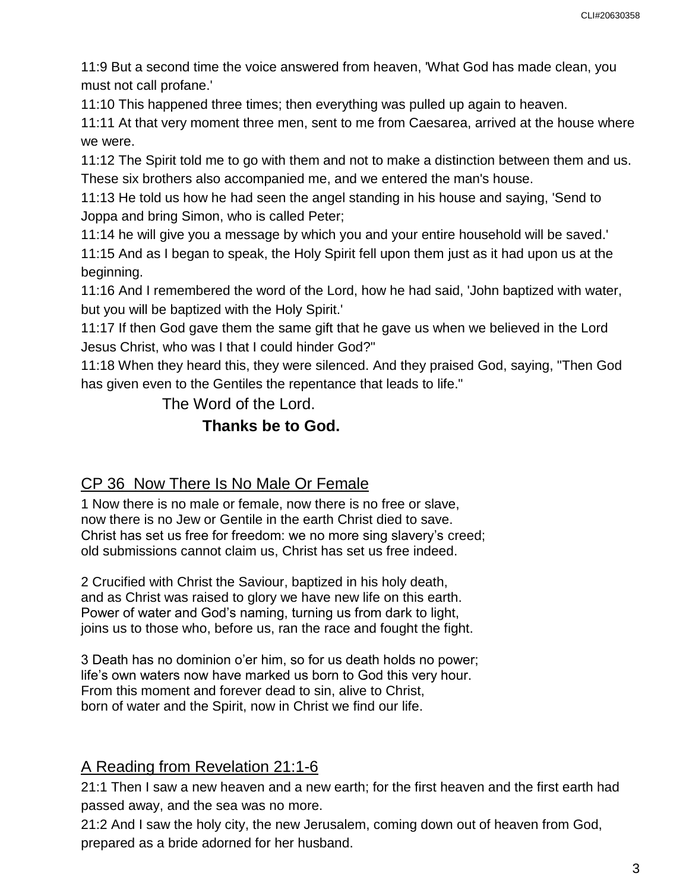11:9 But a second time the voice answered from heaven, 'What God has made clean, you must not call profane.'
11:10 This happened three times; then everything was pulled up again to heaven.
11:11 At that very moment three men, sent to me from Caesarea, arrived at the house where we were.
11:12 The Spirit told me to go with them and not to make a distinction between them and us. These six brothers also accompanied me, and we entered the man's house.
11:13 He told us how he had seen the angel standing in his house and saying, 'Send to Joppa and bring Simon, who is called Peter;
11:14 he will give you a message by which you and your entire household will be saved.'
11:15 And as I began to speak, the Holy Spirit fell upon them just as it had upon us at the beginning.
11:16 And I remembered the word of the Lord, how he had said, 'John baptized with water, but you will be baptized with the Holy Spirit.'
11:17 If then God gave them the same gift that he gave us when we believed in the Lord Jesus Christ, who was I that I could hinder God?"
11:18 When they heard this, they were silenced. And they praised God, saying, "Then God has given even to the Gentiles the repentance that leads to life."

The Word of the Lord.

**Thanks be to God.**

## CP 36 Now There Is No Male Or Female

1 Now there is no male or female, now there is no free or slave,
now there is no Jew or Gentile in the earth Christ died to save.
Christ has set us free for freedom: we no more sing slavery's creed;
old submissions cannot claim us, Christ has set us free indeed.

2 Crucified with Christ the Saviour, baptized in his holy death,
and as Christ was raised to glory we have new life on this earth.
Power of water and God's naming, turning us from dark to light,
joins us to those who, before us, ran the race and fought the fight.

3 Death has no dominion o'er him, so for us death holds no power;
life's own waters now have marked us born to God this very hour.
From this moment and forever dead to sin, alive to Christ,
born of water and the Spirit, now in Christ we find our life.

## A Reading from Revelation 21:1-6

21:1 Then I saw a new heaven and a new earth; for the first heaven and the first earth had passed away, and the sea was no more.
21:2 And I saw the holy city, the new Jerusalem, coming down out of heaven from God, prepared as a bride adorned for her husband.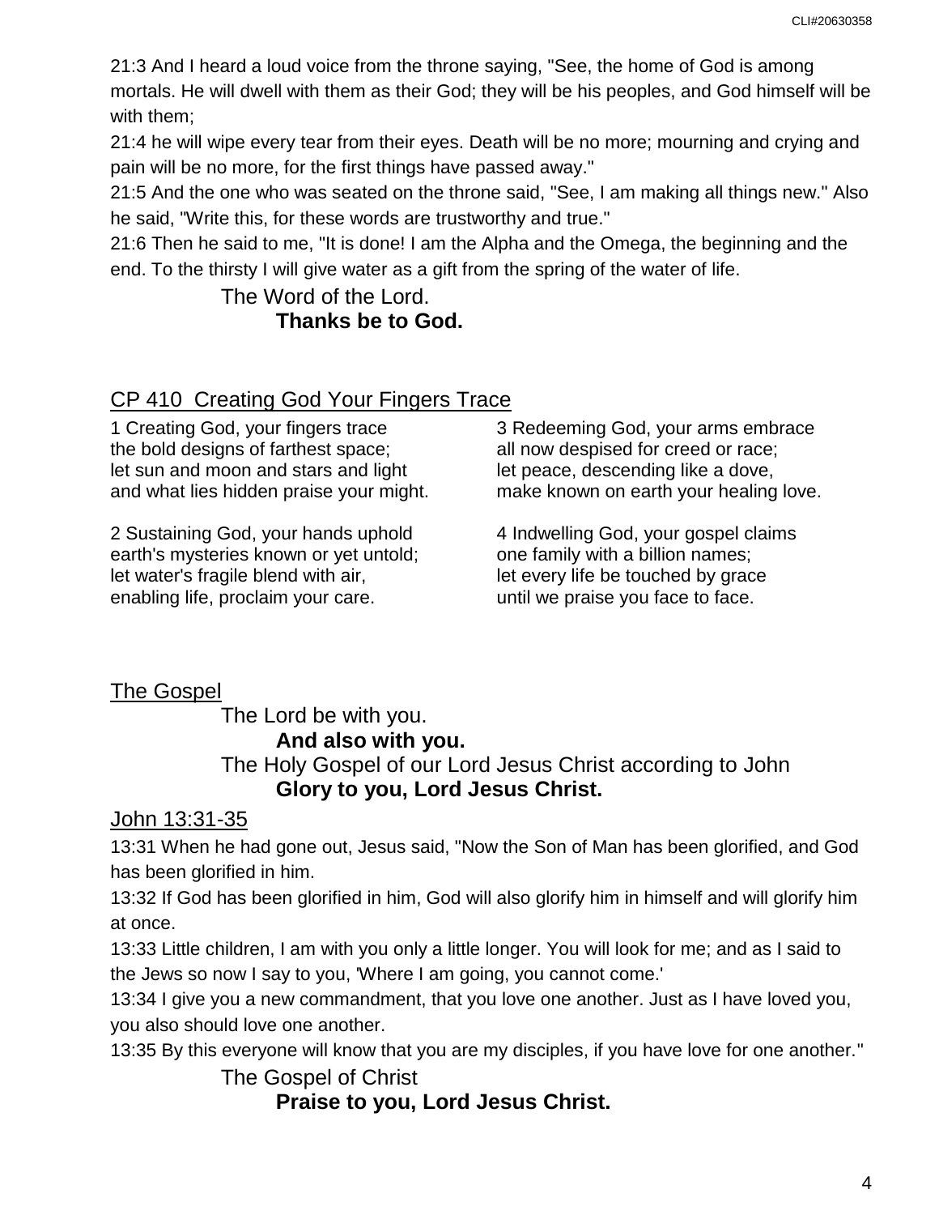21:3 And I heard a loud voice from the throne saying, "See, the home of God is among mortals. He will dwell with them as their God; they will be his peoples, and God himself will be with them;

21:4 he will wipe every tear from their eyes. Death will be no more; mourning and crying and pain will be no more, for the first things have passed away."

21:5 And the one who was seated on the throne said, "See, I am making all things new." Also he said, "Write this, for these words are trustworthy and true."

21:6 Then he said to me, "It is done! I am the Alpha and the Omega, the beginning and the end. To the thirsty I will give water as a gift from the spring of the water of life.

The Word of the Lord.
**Thanks be to God.**

## CP 410 Creating God Your Fingers Trace

1 Creating God, your fingers trace
the bold designs of farthest space;
let sun and moon and stars and light
and what lies hidden praise your might.

2 Sustaining God, your hands uphold
earth's mysteries known or yet untold;
let water's fragile blend with air,
enabling life, proclaim your care.

3 Redeeming God, your arms embrace
all now despised for creed or race;
let peace, descending like a dove,
make known on earth your healing love.

4 Indwelling God, your gospel claims
one family with a billion names;
let every life be touched by grace
until we praise you face to face.

## The Gospel

The Lord be with you.
**And also with you.**
The Holy Gospel of our Lord Jesus Christ according to John
**Glory to you, Lord Jesus Christ.**

## John 13:31-35

13:31 When he had gone out, Jesus said, "Now the Son of Man has been glorified, and God has been glorified in him.

13:32 If God has been glorified in him, God will also glorify him in himself and will glorify him at once.

13:33 Little children, I am with you only a little longer. You will look for me; and as I said to the Jews so now I say to you, 'Where I am going, you cannot come.'

13:34 I give you a new commandment, that you love one another. Just as I have loved you, you also should love one another.

13:35 By this everyone will know that you are my disciples, if you have love for one another."

The Gospel of Christ
**Praise to you, Lord Jesus Christ.**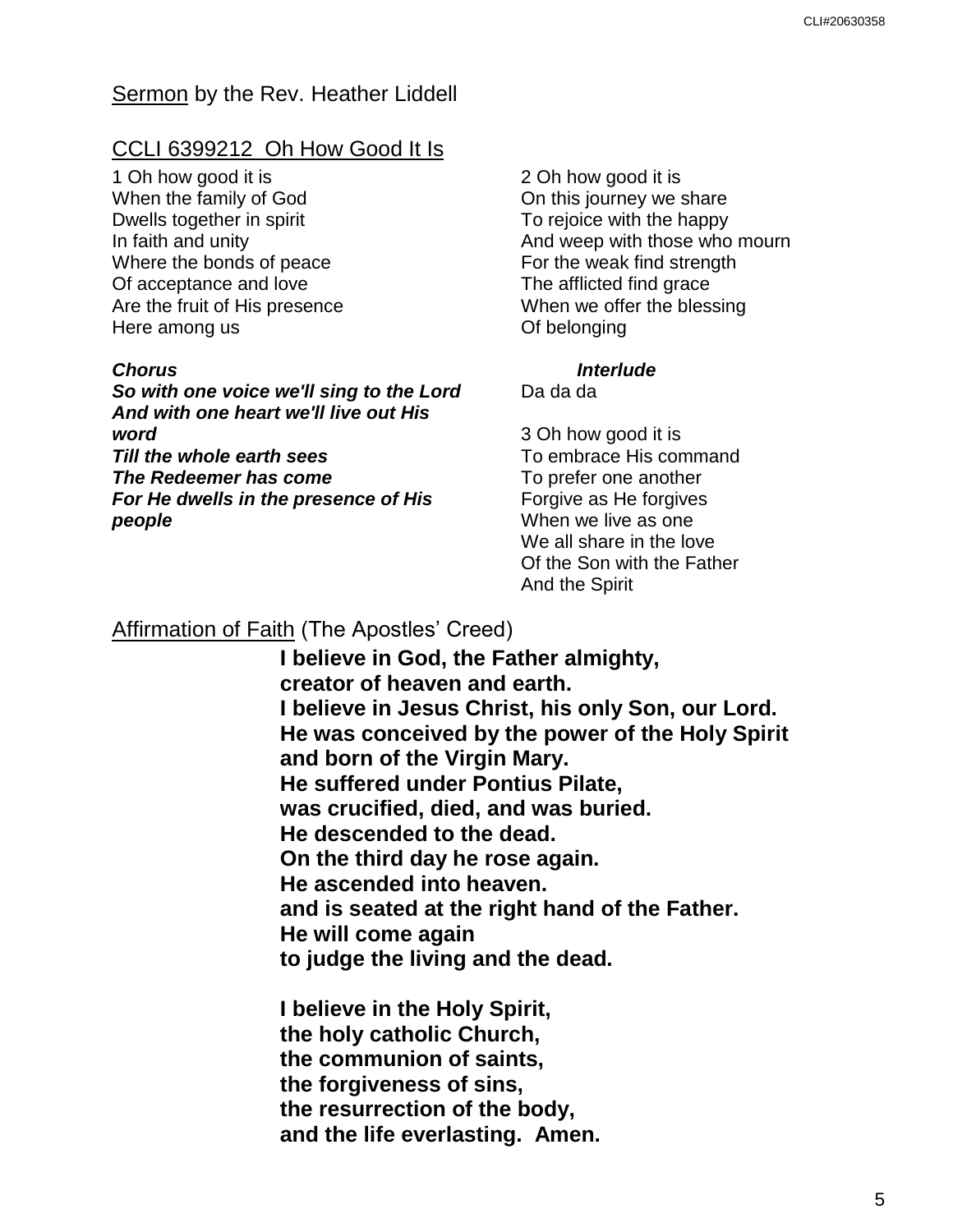Sermon by the Rev. Heather Liddell

CCLI 6399212 Oh How Good It Is

1 Oh how good it is
When the family of God
Dwells together in spirit
In faith and unity
Where the bonds of peace
Of acceptance and love
Are the fruit of His presence
Here among us

***Chorus***
***So with one voice we'll sing to the Lord***
***And with one heart we'll live out His word***
***Till the whole earth sees***
***The Redeemer has come***
***For He dwells in the presence of His people***

2 Oh how good it is
On this journey we share
To rejoice with the happy
And weep with those who mourn
For the weak find strength
The afflicted find grace
When we offer the blessing
Of belonging

***Interlude***
Da da da

3 Oh how good it is
To embrace His command
To prefer one another
Forgive as He forgives
When we live as one
We all share in the love
Of the Son with the Father
And the Spirit

Affirmation of Faith (The Apostles' Creed)

**I believe in God, the Father almighty,**
**creator of heaven and earth.**
**I believe in Jesus Christ, his only Son, our Lord.**
**He was conceived by the power of the Holy Spirit**
**and born of the Virgin Mary.**
**He suffered under Pontius Pilate,**
**was crucified, died, and was buried.**
**He descended to the dead.**
**On the third day he rose again.**
**He ascended into heaven.**
**and is seated at the right hand of the Father.**
**He will come again**
**to judge the living and the dead.**

**I believe in the Holy Spirit,**
**the holy catholic Church,**
**the communion of saints,**
**the forgiveness of sins,**
**the resurrection of the body,**
**and the life everlasting. Amen.**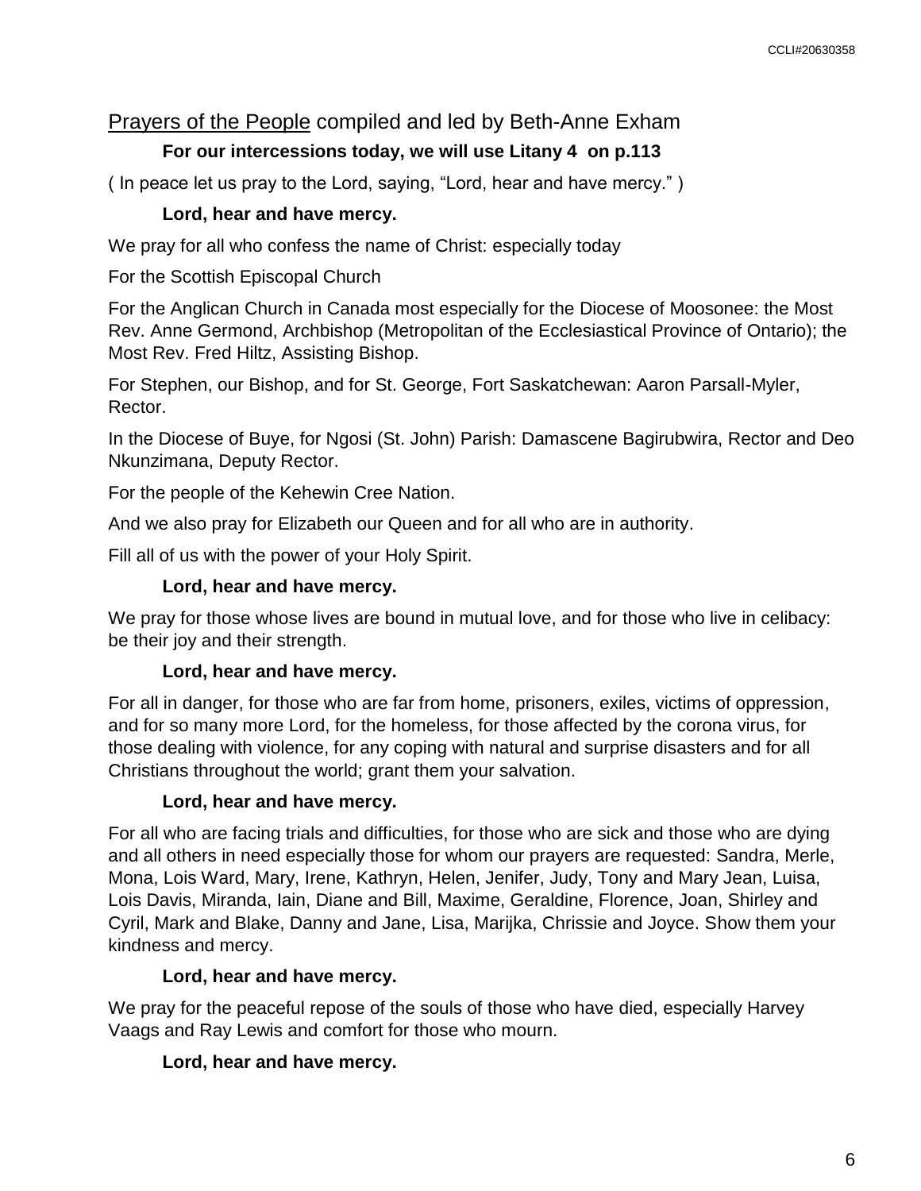Prayers of the People compiled and led by Beth-Anne Exham

**For our intercessions today, we will use Litany 4 on p.113**

( In peace let us pray to the Lord, saying, "Lord, hear and have mercy." )

**Lord, hear and have mercy.**

We pray for all who confess the name of Christ: especially today

For the Scottish Episcopal Church

For the Anglican Church in Canada most especially for the Diocese of Moosonee: the Most Rev. Anne Germond, Archbishop (Metropolitan of the Ecclesiastical Province of Ontario); the Most Rev. Fred Hiltz, Assisting Bishop.

For Stephen, our Bishop, and for St. George, Fort Saskatchewan: Aaron Parsall-Myler, Rector.

In the Diocese of Buye, for Ngosi (St. John) Parish: Damascene Bagirubwira, Rector and Deo Nkunzimana, Deputy Rector.

For the people of the Kehewin Cree Nation.

And we also pray for Elizabeth our Queen and for all who are in authority.

Fill all of us with the power of your Holy Spirit.

**Lord, hear and have mercy.**

We pray for those whose lives are bound in mutual love, and for those who live in celibacy: be their joy and their strength.

**Lord, hear and have mercy.**

For all in danger, for those who are far from home, prisoners, exiles, victims of oppression, and for so many more Lord, for the homeless, for those affected by the corona virus, for those dealing with violence, for any coping with natural and surprise disasters and for all Christians throughout the world; grant them your salvation.

**Lord, hear and have mercy.**

For all who are facing trials and difficulties, for those who are sick and those who are dying and all others in need especially those for whom our prayers are requested: Sandra, Merle, Mona, Lois Ward, Mary, Irene, Kathryn, Helen, Jenifer, Judy, Tony and Mary Jean, Luisa, Lois Davis, Miranda, Iain, Diane and Bill, Maxime, Geraldine, Florence, Joan, Shirley and Cyril, Mark and Blake, Danny and Jane, Lisa, Marijka, Chrissie and Joyce. Show them your kindness and mercy.

**Lord, hear and have mercy.**

We pray for the peaceful repose of the souls of those who have died, especially Harvey Vaags and Ray Lewis and comfort for those who mourn.

**Lord, hear and have mercy.**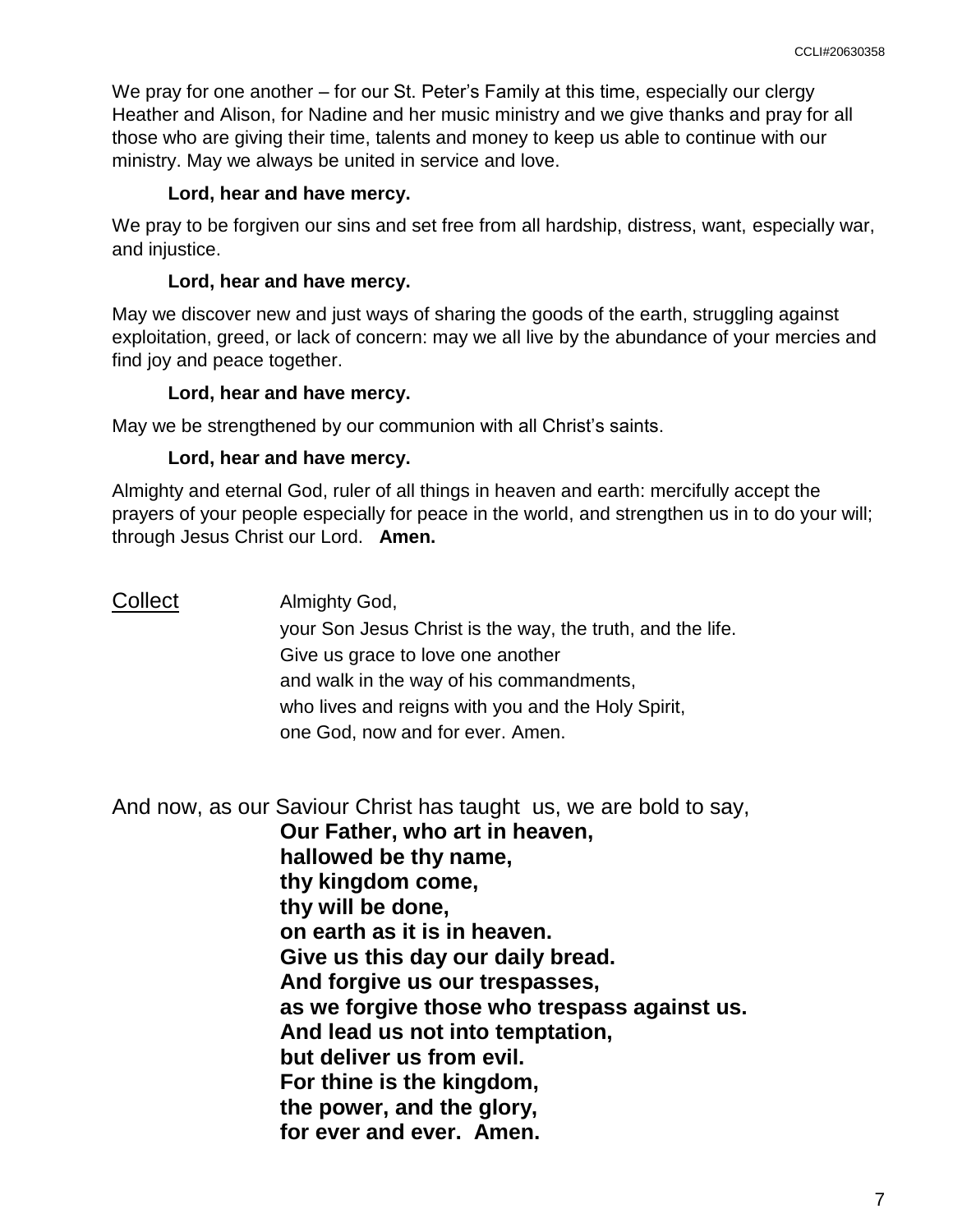We pray for one another – for our St. Peter's Family at this time, especially our clergy Heather and Alison, for Nadine and her music ministry and we give thanks and pray for all those who are giving their time, talents and money to keep us able to continue with our ministry. May we always be united in service and love.

**Lord, hear and have mercy.**

We pray to be forgiven our sins and set free from all hardship, distress, want, especially war, and injustice.

**Lord, hear and have mercy.**

May we discover new and just ways of sharing the goods of the earth, struggling against exploitation, greed, or lack of concern: may we all live by the abundance of your mercies and find joy and peace together.

**Lord, hear and have mercy.**

May we be strengthened by our communion with all Christ's saints.

**Lord, hear and have mercy.**

Almighty and eternal God, ruler of all things in heaven and earth: mercifully accept the prayers of your people especially for peace in the world, and strengthen us in to do your will; through Jesus Christ our Lord. **Amen.**

## Collect

Almighty God,
your Son Jesus Christ is the way, the truth, and the life.
Give us grace to love one another
and walk in the way of his commandments,
who lives and reigns with you and the Holy Spirit,
one God, now and for ever. Amen.

And now, as our Saviour Christ has taught us, we are bold to say,

**Our Father, who art in heaven,**
**hallowed be thy name,**
**thy kingdom come,**
**thy will be done,**
**on earth as it is in heaven.**
**Give us this day our daily bread.**
**And forgive us our trespasses,**
**as we forgive those who trespass against us.**
**And lead us not into temptation,**
**but deliver us from evil.**
**For thine is the kingdom,**
**the power, and the glory,**
**for ever and ever. Amen.**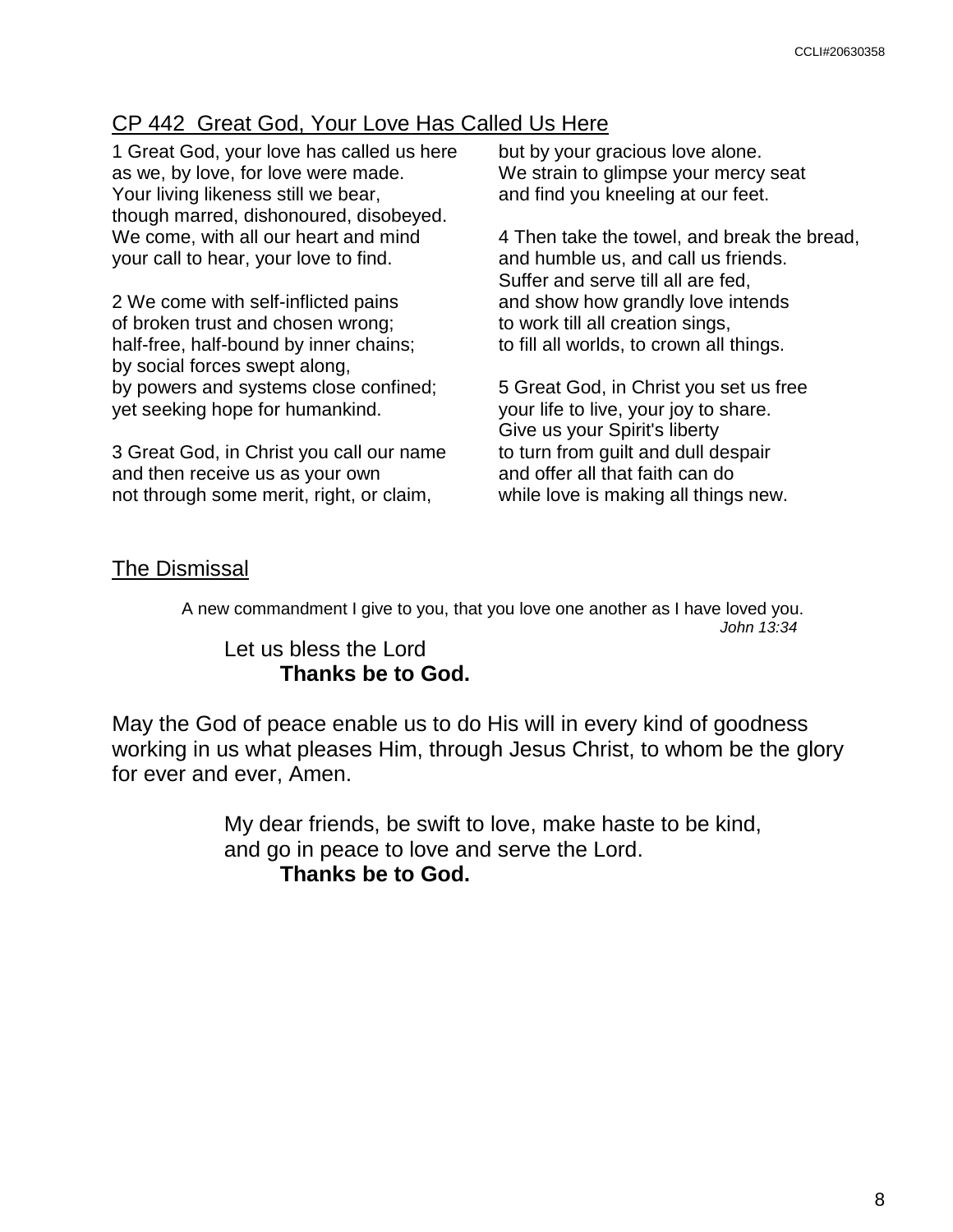## CP 442 Great God, Your Love Has Called Us Here

1 Great God, your love has called us here
as we, by love, for love were made.
Your living likeness still we bear,
though marred, dishonoured, disobeyed.
We come, with all our heart and mind
your call to hear, your love to find.

2 We come with self-inflicted pains
of broken trust and chosen wrong;
half-free, half-bound by inner chains;
by social forces swept along,
by powers and systems close confined;
yet seeking hope for humankind.

3 Great God, in Christ you call our name
and then receive us as your own
not through some merit, right, or claim,
but by your gracious love alone.
We strain to glimpse your mercy seat
and find you kneeling at our feet.

4 Then take the towel, and break the bread,
and humble us, and call us friends.
Suffer and serve till all are fed,
and show how grandly love intends
to work till all creation sings,
to fill all worlds, to crown all things.

5 Great God, in Christ you set us free
your life to live, your joy to share.
Give us your Spirit's liberty
to turn from guilt and dull despair
and offer all that faith can do
while love is making all things new.

## The Dismissal

A new commandment I give to you, that you love one another as I have loved you.
*John 13:34*

Let us bless the Lord
**Thanks be to God.**

May the God of peace enable us to do His will in every kind of goodness working in us what pleases Him, through Jesus Christ, to whom be the glory for ever and ever, Amen.

My dear friends, be swift to love, make haste to be kind,
and go in peace to love and serve the Lord.
**Thanks be to God.**